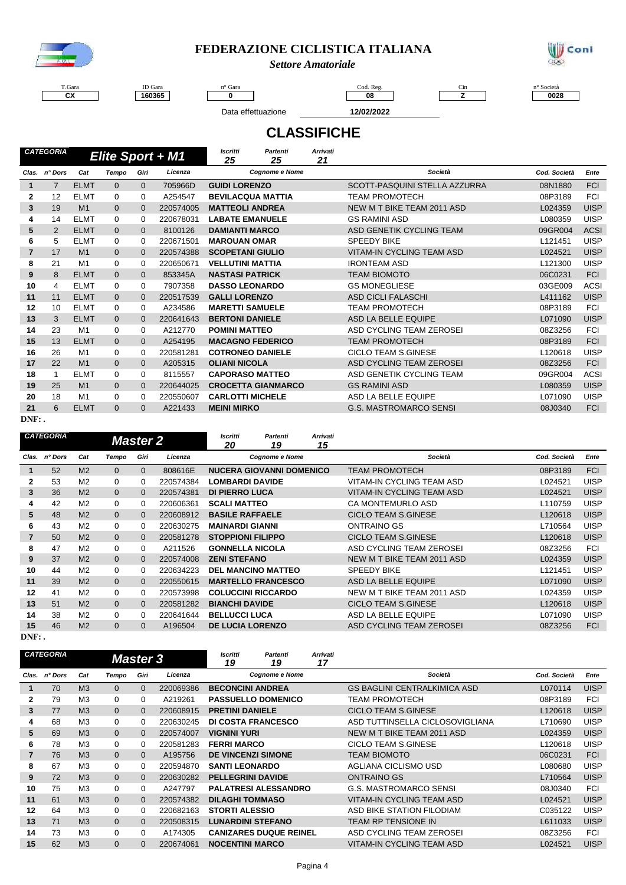# FEDERAZIONE CICLISTICA ITALIANA

*Settore Amatoriale*

| T.Gara | ID Gara | n° Gara | Cod. Reg. | Cin | n° Società |
|---|---|---|---|---|---|
| CX | 160365 | 0 | 08 | Z | 0028 |

Data effettuazione **12/02/2022**

## CLASSIFICHE

### CATEGORIA *Elite Sport + M1*

*Iscritti* 25 — *Partenti* 25 — *Arrivati* 21

| Clas. | n° Dors | Cat | Tempo | Giri | Licenza | Cognome e Nome | Società | Cod. Società | Ente |
|---|---|---|---|---|---|---|---|---|---|
| 1 | 7 | ELMT | 0 | 0 | 705966D | GUIDI LORENZO | SCOTT-PASQUINI STELLA AZZURRA | 08N1880 | FCI |
| 2 | 12 | ELMT | 0 | 0 | A254547 | BEVILACQUA MATTIA | TEAM PROMOTECH | 08P3189 | FCI |
| 3 | 19 | M1 | 0 | 0 | 220574005 | MATTEOLI ANDREA | NEW M T BIKE TEAM 2011 ASD | L024359 | UISP |
| 4 | 14 | ELMT | 0 | 0 | 220678031 | LABATE EMANUELE | GS RAMINI ASD | L080359 | UISP |
| 5 | 2 | ELMT | 0 | 0 | 8100126 | DAMIANTI MARCO | ASD GENETIK CYCLING TEAM | 09GR004 | ACSI |
| 6 | 5 | ELMT | 0 | 0 | 220671501 | MAROUAN OMAR | SPEEDY BIKE | L121451 | UISP |
| 7 | 17 | M1 | 0 | 0 | 220574388 | SCOPETANI GIULIO | VITAM-IN CYCLING TEAM ASD | L024521 | UISP |
| 8 | 21 | M1 | 0 | 0 | 220650671 | VELLUTINI MATTIA | IRONTEAM ASD | L121300 | UISP |
| 9 | 8 | ELMT | 0 | 0 | 853345A | NASTASI PATRICK | TEAM BIOMOTO | 06C0231 | FCI |
| 10 | 4 | ELMT | 0 | 0 | 7907358 | DASSO LEONARDO | GS MONEGLIESE | 03GE009 | ACSI |
| 11 | 11 | ELMT | 0 | 0 | 220517539 | GALLI LORENZO | ASD CICLI FALASCHI | L411162 | UISP |
| 12 | 10 | ELMT | 0 | 0 | A234586 | MARETTI SAMUELE | TEAM PROMOTECH | 08P3189 | FCI |
| 13 | 3 | ELMT | 0 | 0 | 220641643 | BERTONI DANIELE | ASD LA BELLE EQUIPE | L071090 | UISP |
| 14 | 23 | M1 | 0 | 0 | A212770 | POMINI MATTEO | ASD CYCLING TEAM ZEROSEI | 08Z3256 | FCI |
| 15 | 13 | ELMT | 0 | 0 | A254195 | MACAGNO FEDERICO | TEAM PROMOTECH | 08P3189 | FCI |
| 16 | 26 | M1 | 0 | 0 | 220581281 | COTRONEO DANIELE | CICLO TEAM S.GINESE | L120618 | UISP |
| 17 | 22 | M1 | 0 | 0 | A205315 | OLIANI NICOLA | ASD CYCLING TEAM ZEROSEI | 08Z3256 | FCI |
| 18 | 1 | ELMT | 0 | 0 | 8115557 | CAPORASO MATTEO | ASD GENETIK CYCLING TEAM | 09GR004 | ACSI |
| 19 | 25 | M1 | 0 | 0 | 220644025 | CROCETTA GIANMARCO | GS RAMINI ASD | L080359 | UISP |
| 20 | 18 | M1 | 0 | 0 | 220550607 | CARLOTTI MICHELE | ASD LA BELLE EQUIPE | L071090 | UISP |
| 21 | 6 | ELMT | 0 | 0 | A221433 | MEINI MIRKO | G.S. MASTROMARCO SENSI | 08J0340 | FCI |

**DNF: .**

### CATEGORIA *Master 2*

*Iscritti* 20 — *Partenti* 19 — *Arrivati* 15

| Clas. | n° Dors | Cat | Tempo | Giri | Licenza | Cognome e Nome | Società | Cod. Società | Ente |
|---|---|---|---|---|---|---|---|---|---|
| 1 | 52 | M2 | 0 | 0 | 808616E | NUCERA GIOVANNI DOMENICO | TEAM PROMOTECH | 08P3189 | FCI |
| 2 | 53 | M2 | 0 | 0 | 220574384 | LOMBARDI DAVIDE | VITAM-IN CYCLING TEAM ASD | L024521 | UISP |
| 3 | 36 | M2 | 0 | 0 | 220574381 | DI PIERRO LUCA | VITAM-IN CYCLING TEAM ASD | L024521 | UISP |
| 4 | 42 | M2 | 0 | 0 | 220606361 | SCALI MATTEO | CA MONTEMURLO ASD | L110759 | UISP |
| 5 | 48 | M2 | 0 | 0 | 220608912 | BASILE RAFFAELE | CICLO TEAM S.GINESE | L120618 | UISP |
| 6 | 43 | M2 | 0 | 0 | 220630275 | MAINARDI GIANNI | ONTRAINO GS | L710564 | UISP |
| 7 | 50 | M2 | 0 | 0 | 220581278 | STOPPIONI FILIPPO | CICLO TEAM S.GINESE | L120618 | UISP |
| 8 | 47 | M2 | 0 | 0 | A211526 | GONNELLA NICOLA | ASD CYCLING TEAM ZEROSEI | 08Z3256 | FCI |
| 9 | 37 | M2 | 0 | 0 | 220574008 | ZENI STEFANO | NEW M T BIKE TEAM 2011 ASD | L024359 | UISP |
| 10 | 44 | M2 | 0 | 0 | 220634223 | DEL MANCINO MATTEO | SPEEDY BIKE | L121451 | UISP |
| 11 | 39 | M2 | 0 | 0 | 220550615 | MARTELLO FRANCESCO | ASD LA BELLE EQUIPE | L071090 | UISP |
| 12 | 41 | M2 | 0 | 0 | 220573998 | COLUCCINI RICCARDO | NEW M T BIKE TEAM 2011 ASD | L024359 | UISP |
| 13 | 51 | M2 | 0 | 0 | 220581282 | BIANCHI DAVIDE | CICLO TEAM S.GINESE | L120618 | UISP |
| 14 | 38 | M2 | 0 | 0 | 220641644 | BELLUCCI LUCA | ASD LA BELLE EQUIPE | L071090 | UISP |
| 15 | 46 | M2 | 0 | 0 | A196504 | DE LUCIA LORENZO | ASD CYCLING TEAM ZEROSEI | 08Z3256 | FCI |

**DNF: .**

### CATEGORIA *Master 3*

*Iscritti* 19 — *Partenti* 19 — *Arrivati* 17

| Clas. | n° Dors | Cat | Tempo | Giri | Licenza | Cognome e Nome | Società | Cod. Società | Ente |
|---|---|---|---|---|---|---|---|---|---|
| 1 | 70 | M3 | 0 | 0 | 220069386 | BECONCINI ANDREA | GS BAGLINI CENTRALKIMICA ASD | L070114 | UISP |
| 2 | 79 | M3 | 0 | 0 | A219261 | PASSUELLO DOMENICO | TEAM PROMOTECH | 08P3189 | FCI |
| 3 | 77 | M3 | 0 | 0 | 220608915 | PRETINI DANIELE | CICLO TEAM S.GINESE | L120618 | UISP |
| 4 | 68 | M3 | 0 | 0 | 220630245 | DI COSTA FRANCESCO | ASD TUTTINSELLA CICLOSOVIGLIANA | L710690 | UISP |
| 5 | 69 | M3 | 0 | 0 | 220574007 | VIGNINI YURI | NEW M T BIKE TEAM 2011 ASD | L024359 | UISP |
| 6 | 78 | M3 | 0 | 0 | 220581283 | FERRI MARCO | CICLO TEAM S.GINESE | L120618 | UISP |
| 7 | 76 | M3 | 0 | 0 | A195756 | DE VINCENZI SIMONE | TEAM BIOMOTO | 06C0231 | FCI |
| 8 | 67 | M3 | 0 | 0 | 220594870 | SANTI LEONARDO | AGLIANA CICLISMO USD | L080680 | UISP |
| 9 | 72 | M3 | 0 | 0 | 220630282 | PELLEGRINI DAVIDE | ONTRAINO GS | L710564 | UISP |
| 10 | 75 | M3 | 0 | 0 | A247797 | PALATRESI ALESSANDRO | G.S. MASTROMARCO SENSI | 08J0340 | FCI |
| 11 | 61 | M3 | 0 | 0 | 220574382 | DILAGHI TOMMASO | VITAM-IN CYCLING TEAM ASD | L024521 | UISP |
| 12 | 64 | M3 | 0 | 0 | 220682163 | STORTI ALESSIO | ASD BIKE STATION FILODIAM | C035122 | UISP |
| 13 | 71 | M3 | 0 | 0 | 220508315 | LUNARDINI STEFANO | TEAM RP TENSIONE IN | L611033 | UISP |
| 14 | 73 | M3 | 0 | 0 | A174305 | CANIZARES DUQUE REINEL | ASD CYCLING TEAM ZEROSEI | 08Z3256 | FCI |
| 15 | 62 | M3 | 0 | 0 | 220674061 | NOCENTINI MARCO | VITAM-IN CYCLING TEAM ASD | L024521 | UISP |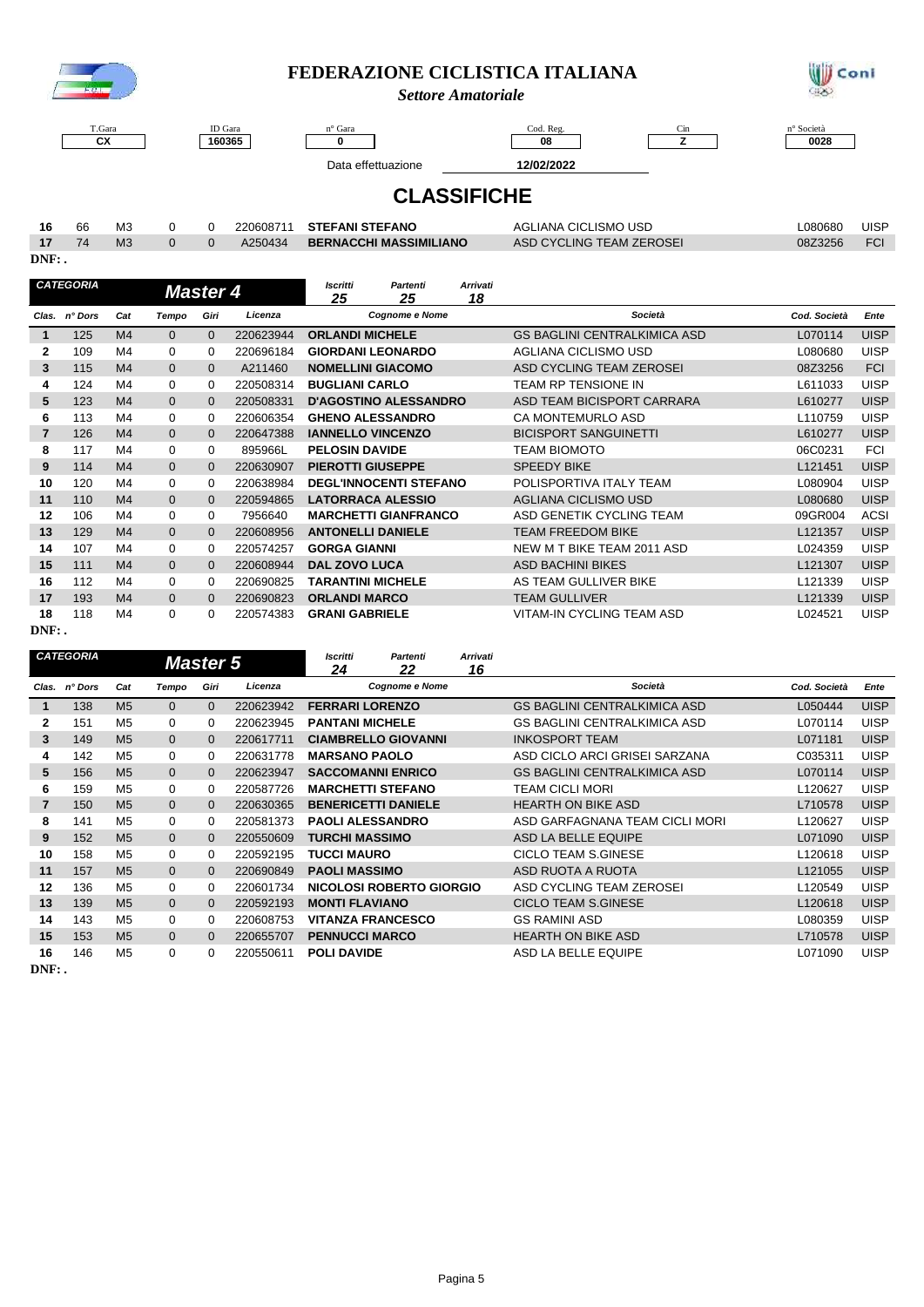# FEDERAZIONE CICLISTICA ITALIANA

*Settore Amatoriale*

| T.Gara | ID Gara | n° Gara | Cod. Reg. | Cin | n° Società |
|---|---|---|---|---|---|
| CX | 160365 | 0 | 08 | Z | 0028 |

Data effettuazione 12/02/2022

## CLASSIFICHE

| | | | | | | | | | |
|---|---|---|---|---|---|---|---|---|---|
| 16 | 66 | M3 | 0 | 0 | 220608711 | **STEFANI STEFANO** | AGLIANA CICLISMO USD | L080680 | UISP |
| 17 | 74 | M3 | 0 | 0 | A250434 | **BERNACCHI MASSIMILIANO** | ASD CYCLING TEAM ZEROSEI | 08Z3256 | FCI |

DNF: .

**CATEGORIA** ***Master 4*** — Iscritti 25 — Partenti 25 — Arrivati 18

| Clas. | n° Dors | Cat | Tempo | Giri | Licenza | Cognome e Nome | Società | Cod. Società | Ente |
|---|---|---|---|---|---|---|---|---|---|
| 1 | 125 | M4 | 0 | 0 | 220623944 | **ORLANDI MICHELE** | GS BAGLINI CENTRALKIMICA ASD | L070114 | UISP |
| 2 | 109 | M4 | 0 | 0 | 220696184 | **GIORDANI LEONARDO** | AGLIANA CICLISMO USD | L080680 | UISP |
| 3 | 115 | M4 | 0 | 0 | A211460 | **NOMELLINI GIACOMO** | ASD CYCLING TEAM ZEROSEI | 08Z3256 | FCI |
| 4 | 124 | M4 | 0 | 0 | 220508314 | **BUGLIANI CARLO** | TEAM RP TENSIONE IN | L611033 | UISP |
| 5 | 123 | M4 | 0 | 0 | 220508331 | **D'AGOSTINO ALESSANDRO** | ASD TEAM BICISPORT CARRARA | L610277 | UISP |
| 6 | 113 | M4 | 0 | 0 | 220606354 | **GHENO ALESSANDRO** | CA MONTEMURLO ASD | L110759 | UISP |
| 7 | 126 | M4 | 0 | 0 | 220647388 | **IANNELLO VINCENZO** | BICISPORT SANGUINETTI | L610277 | UISP |
| 8 | 117 | M4 | 0 | 0 | 895966L | **PELOSIN DAVIDE** | TEAM BIOMOTO | 06C0231 | FCI |
| 9 | 114 | M4 | 0 | 0 | 220630907 | **PIEROTTI GIUSEPPE** | SPEEDY BIKE | L121451 | UISP |
| 10 | 120 | M4 | 0 | 0 | 220638984 | **DEGL'INNOCENTI STEFANO** | POLISPORTIVA ITALY TEAM | L080904 | UISP |
| 11 | 110 | M4 | 0 | 0 | 220594865 | **LATORRACA ALESSIO** | AGLIANA CICLISMO USD | L080680 | UISP |
| 12 | 106 | M4 | 0 | 0 | 7956640 | **MARCHETTI GIANFRANCO** | ASD GENETIK CYCLING TEAM | 09GR004 | ACSI |
| 13 | 129 | M4 | 0 | 0 | 220608956 | **ANTONELLI DANIELE** | TEAM FREEDOM BIKE | L121357 | UISP |
| 14 | 107 | M4 | 0 | 0 | 220574257 | **GORGA GIANNI** | NEW M T BIKE TEAM 2011 ASD | L024359 | UISP |
| 15 | 111 | M4 | 0 | 0 | 220608944 | **DAL ZOVO LUCA** | ASD BACHINI BIKES | L121307 | UISP |
| 16 | 112 | M4 | 0 | 0 | 220690825 | **TARANTINI MICHELE** | AS TEAM GULLIVER BIKE | L121339 | UISP |
| 17 | 193 | M4 | 0 | 0 | 220690823 | **ORLANDI MARCO** | TEAM GULLIVER | L121339 | UISP |
| 18 | 118 | M4 | 0 | 0 | 220574383 | **GRANI GABRIELE** | VITAM-IN CYCLING TEAM ASD | L024521 | UISP |

DNF: .

**CATEGORIA** ***Master 5*** — Iscritti 24 — Partenti 22 — Arrivati 16

| Clas. | n° Dors | Cat | Tempo | Giri | Licenza | Cognome e Nome | Società | Cod. Società | Ente |
|---|---|---|---|---|---|---|---|---|---|
| 1 | 138 | M5 | 0 | 0 | 220623942 | **FERRARI LORENZO** | GS BAGLINI CENTRALKIMICA ASD | L050444 | UISP |
| 2 | 151 | M5 | 0 | 0 | 220623945 | **PANTANI MICHELE** | GS BAGLINI CENTRALKIMICA ASD | L070114 | UISP |
| 3 | 149 | M5 | 0 | 0 | 220617711 | **CIAMBRELLO GIOVANNI** | INKOSPORT TEAM | L071181 | UISP |
| 4 | 142 | M5 | 0 | 0 | 220631778 | **MARSANO PAOLO** | ASD CICLO ARCI GRISEI SARZANA | C035311 | UISP |
| 5 | 156 | M5 | 0 | 0 | 220623947 | **SACCOMANNI ENRICO** | GS BAGLINI CENTRALKIMICA ASD | L070114 | UISP |
| 6 | 159 | M5 | 0 | 0 | 220587726 | **MARCHETTI STEFANO** | TEAM CICLI MORI | L120627 | UISP |
| 7 | 150 | M5 | 0 | 0 | 220630365 | **BENERICETTI DANIELE** | HEARTH ON BIKE ASD | L710578 | UISP |
| 8 | 141 | M5 | 0 | 0 | 220581373 | **PAOLI ALESSANDRO** | ASD GARFAGNANA TEAM CICLI MORI | L120627 | UISP |
| 9 | 152 | M5 | 0 | 0 | 220550609 | **TURCHI MASSIMO** | ASD LA BELLE EQUIPE | L071090 | UISP |
| 10 | 158 | M5 | 0 | 0 | 220592195 | **TUCCI MAURO** | CICLO TEAM S.GINESE | L120618 | UISP |
| 11 | 157 | M5 | 0 | 0 | 220690849 | **PAOLI MASSIMO** | ASD RUOTA A RUOTA | L121055 | UISP |
| 12 | 136 | M5 | 0 | 0 | 220601734 | **NICOLOSI ROBERTO GIORGIO** | ASD CYCLING TEAM ZEROSEI | L120549 | UISP |
| 13 | 139 | M5 | 0 | 0 | 220592193 | **MONTI FLAVIANO** | CICLO TEAM S.GINESE | L120618 | UISP |
| 14 | 143 | M5 | 0 | 0 | 220608753 | **VITANZA FRANCESCO** | GS RAMINI ASD | L080359 | UISP |
| 15 | 153 | M5 | 0 | 0 | 220655707 | **PENNUCCI MARCO** | HEARTH ON BIKE ASD | L710578 | UISP |
| 16 | 146 | M5 | 0 | 0 | 220550611 | **POLI DAVIDE** | ASD LA BELLE EQUIPE | L071090 | UISP |

DNF: .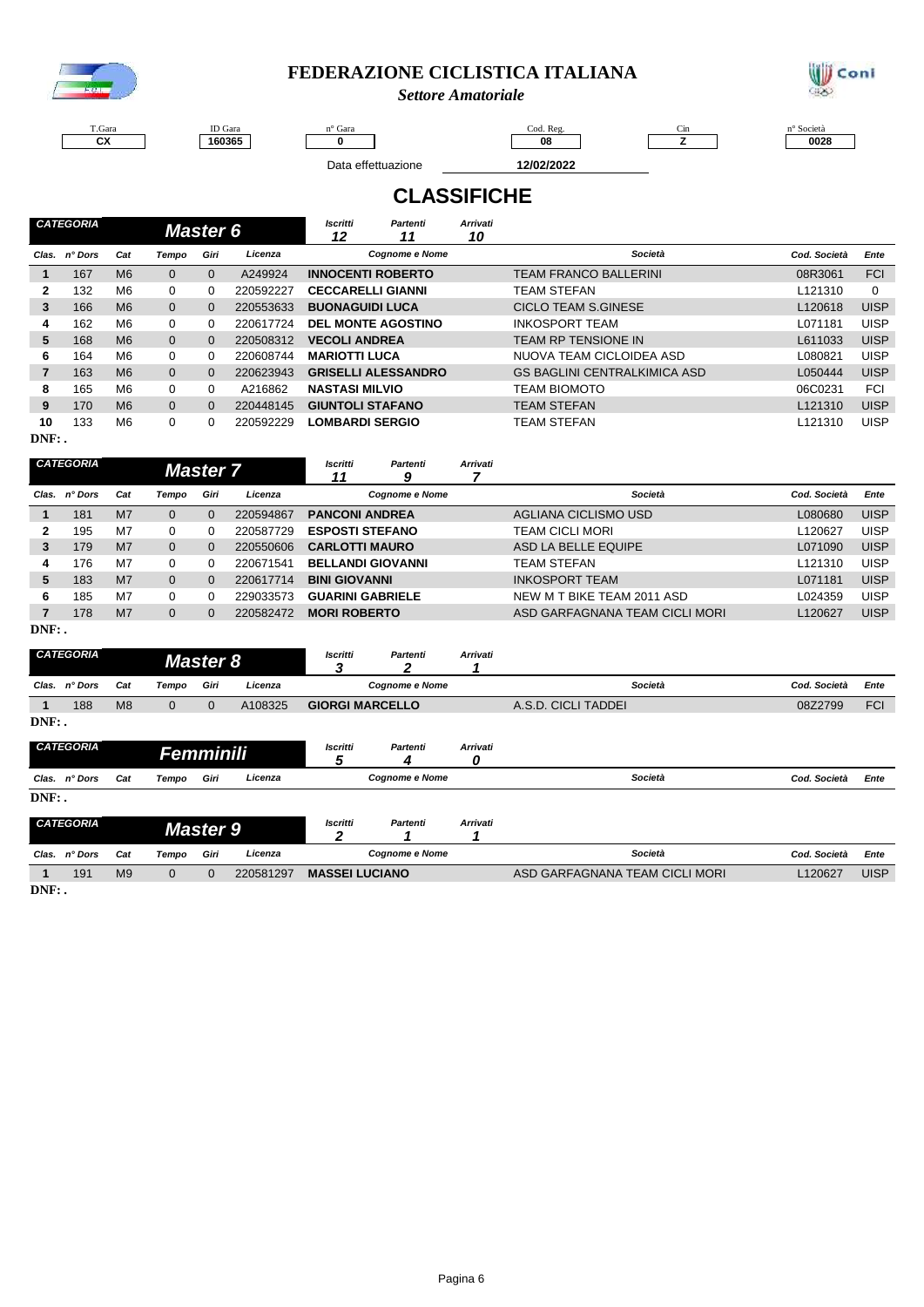# FEDERAZIONE CICLISTICA ITALIANA

*Settore Amatoriale*

| T.Gara | ID Gara | n° Gara | Cod. Reg. | Cin | n° Società |
|---|---|---|---|---|---|
| CX | 160365 | 0 | 08 | Z | 0028 |

Data effettuazione **12/02/2022**

## CLASSIFICHE

### CATEGORIA *Master 6*

*Iscritti* 12 — *Partenti* 11 — *Arrivati* 10

| Clas. | n° Dors | Cat | Tempo | Giri | Licenza | Cognome e Nome | Società | Cod. Società | Ente |
|---|---|---|---|---|---|---|---|---|---|
| 1 | 167 | M6 | 0 | 0 | A249924 | **INNOCENTI ROBERTO** | TEAM FRANCO BALLERINI | 08R3061 | FCI |
| 2 | 132 | M6 | 0 | 0 | 220592227 | **CECCARELLI GIANNI** | TEAM STEFAN | L121310 | 0 |
| 3 | 166 | M6 | 0 | 0 | 220553633 | **BUONAGUIDI LUCA** | CICLO TEAM S.GINESE | L120618 | UISP |
| 4 | 162 | M6 | 0 | 0 | 220617724 | **DEL MONTE AGOSTINO** | INKOSPORT TEAM | L071181 | UISP |
| 5 | 168 | M6 | 0 | 0 | 220508312 | **VECOLI ANDREA** | TEAM RP TENSIONE IN | L611033 | UISP |
| 6 | 164 | M6 | 0 | 0 | 220608744 | **MARIOTTI LUCA** | NUOVA TEAM CICLOIDEA ASD | L080821 | UISP |
| 7 | 163 | M6 | 0 | 0 | 220623943 | **GRISELLI ALESSANDRO** | GS BAGLINI CENTRALKIMICA ASD | L050444 | UISP |
| 8 | 165 | M6 | 0 | 0 | A216862 | **NASTASI MILVIO** | TEAM BIOMOTO | 06C0231 | FCI |
| 9 | 170 | M6 | 0 | 0 | 220448145 | **GIUNTOLI STAFANO** | TEAM STEFAN | L121310 | UISP |
| 10 | 133 | M6 | 0 | 0 | 220592229 | **LOMBARDI SERGIO** | TEAM STEFAN | L121310 | UISP |

**DNF: .**

### CATEGORIA *Master 7*

*Iscritti* 11 — *Partenti* 9 — *Arrivati* 7

| Clas. | n° Dors | Cat | Tempo | Giri | Licenza | Cognome e Nome | Società | Cod. Società | Ente |
|---|---|---|---|---|---|---|---|---|---|
| 1 | 181 | M7 | 0 | 0 | 220594867 | **PANCONI ANDREA** | AGLIANA CICLISMO USD | L080680 | UISP |
| 2 | 195 | M7 | 0 | 0 | 220587729 | **ESPOSTI STEFANO** | TEAM CICLI MORI | L120627 | UISP |
| 3 | 179 | M7 | 0 | 0 | 220550606 | **CARLOTTI MAURO** | ASD LA BELLE EQUIPE | L071090 | UISP |
| 4 | 176 | M7 | 0 | 0 | 220671541 | **BELLANDI GIOVANNI** | TEAM STEFAN | L121310 | UISP |
| 5 | 183 | M7 | 0 | 0 | 220617714 | **BINI GIOVANNI** | INKOSPORT TEAM | L071181 | UISP |
| 6 | 185 | M7 | 0 | 0 | 229033573 | **GUARINI GABRIELE** | NEW M T BIKE TEAM 2011 ASD | L024359 | UISP |
| 7 | 178 | M7 | 0 | 0 | 220582472 | **MORI ROBERTO** | ASD GARFAGNANA TEAM CICLI MORI | L120627 | UISP |

**DNF: .**

### CATEGORIA *Master 8*

*Iscritti* 3 — *Partenti* 2 — *Arrivati* 1

| Clas. | n° Dors | Cat | Tempo | Giri | Licenza | Cognome e Nome | Società | Cod. Società | Ente |
|---|---|---|---|---|---|---|---|---|---|
| 1 | 188 | M8 | 0 | 0 | A108325 | **GIORGI MARCELLO** | A.S.D. CICLI TADDEI | 08Z2799 | FCI |

**DNF: .**

### CATEGORIA *Femminili*

*Iscritti* 5 — *Partenti* 4 — *Arrivati* 0

| Clas. | n° Dors | Cat | Tempo | Giri | Licenza | Cognome e Nome | Società | Cod. Società | Ente |
|---|---|---|---|---|---|---|---|---|---|

**DNF: .**

### CATEGORIA *Master 9*

*Iscritti* 2 — *Partenti* 1 — *Arrivati* 1

| Clas. | n° Dors | Cat | Tempo | Giri | Licenza | Cognome e Nome | Società | Cod. Società | Ente |
|---|---|---|---|---|---|---|---|---|---|
| 1 | 191 | M9 | 0 | 0 | 220581297 | **MASSEI LUCIANO** | ASD GARFAGNANA TEAM CICLI MORI | L120627 | UISP |

**DNF: .**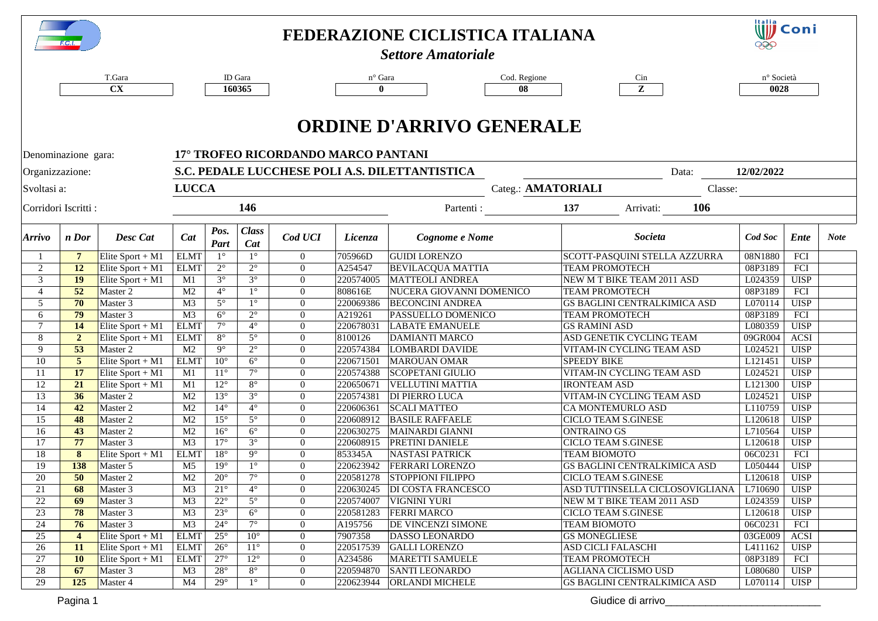# FEDERAZIONE CICLISTICA ITALIANA

*Settore Amatoriale*

| T.Gara | ID Gara | n° Gara | Cod. Regione | Cin | n° Società |
|---|---|---|---|---|---|
| CX | 160365 | 0 | 08 | Z | 0028 |

# ORDINE D'ARRIVO GENERALE

Denominazione gara: **17° TROFEO RICORDANDO MARCO PANTANI**

Organizzazione: **S.C. PEDALE LUCCHESE POLI A.S. DILETTANTISTICA** Data: **12/02/2022**

Svoltasi a: **LUCCA** Categ.: **AMATORIALI** Classe:

Corridori Iscritti : **146** Partenti : **137** Arrivati: **106**

| Arrivo | n Dor | Desc Cat | Cat | Pos. Part | Class Cat | Cod UCI | Licenza | Cognome e Nome | Societa | Cod Soc | Ente | Note |
|---|---|---|---|---|---|---|---|---|---|---|---|---|
| 1 | 7 | Elite Sport + M1 | ELMT | 1° | 1° | 0 | 705966D | GUIDI LORENZO | SCOTT-PASQUINI STELLA AZZURRA | 08N1880 | FCI | |
| 2 | 12 | Elite Sport + M1 | ELMT | 2° | 2° | 0 | A254547 | BEVILACQUA MATTIA | TEAM PROMOTECH | 08P3189 | FCI | |
| 3 | 19 | Elite Sport + M1 | M1 | 3° | 3° | 0 | 220574005 | MATTEOLI ANDREA | NEW M T BIKE TEAM 2011 ASD | L024359 | UISP | |
| 4 | 52 | Master 2 | M2 | 4° | 1° | 0 | 808616E | NUCERA GIOVANNI DOMENICO | TEAM PROMOTECH | 08P3189 | FCI | |
| 5 | 70 | Master 3 | M3 | 5° | 1° | 0 | 220069386 | BECONCINI ANDREA | GS BAGLINI CENTRALKIMICA ASD | L070114 | UISP | |
| 6 | 79 | Master 3 | M3 | 6° | 2° | 0 | A219261 | PASSUELLO DOMENICO | TEAM PROMOTECH | 08P3189 | FCI | |
| 7 | 14 | Elite Sport + M1 | ELMT | 7° | 4° | 0 | 220678031 | LABATE EMANUELE | GS RAMINI ASD | L080359 | UISP | |
| 8 | 2 | Elite Sport + M1 | ELMT | 8° | 5° | 0 | 8100126 | DAMIANTI MARCO | ASD GENETIK CYCLING TEAM | 09GR004 | ACSI | |
| 9 | 53 | Master 2 | M2 | 9° | 2° | 0 | 220574384 | LOMBARDI DAVIDE | VITAM-IN CYCLING TEAM ASD | L024521 | UISP | |
| 10 | 5 | Elite Sport + M1 | ELMT | 10° | 6° | 0 | 220671501 | MAROUAN OMAR | SPEEDY BIKE | L121451 | UISP | |
| 11 | 17 | Elite Sport + M1 | M1 | 11° | 7° | 0 | 220574388 | SCOPETANI GIULIO | VITAM-IN CYCLING TEAM ASD | L024521 | UISP | |
| 12 | 21 | Elite Sport + M1 | M1 | 12° | 8° | 0 | 220650671 | VELLUTINI MATTIA | IRONTEAM ASD | L121300 | UISP | |
| 13 | 36 | Master 2 | M2 | 13° | 3° | 0 | 220574381 | DI PIERRO LUCA | VITAM-IN CYCLING TEAM ASD | L024521 | UISP | |
| 14 | 42 | Master 2 | M2 | 14° | 4° | 0 | 220606361 | SCALI MATTEO | CA MONTEMURLO ASD | L110759 | UISP | |
| 15 | 48 | Master 2 | M2 | 15° | 5° | 0 | 220608912 | BASILE RAFFAELE | CICLO TEAM S.GINESE | L120618 | UISP | |
| 16 | 43 | Master 2 | M2 | 16° | 6° | 0 | 220630275 | MAINARDI GIANNI | ONTRAINO GS | L710564 | UISP | |
| 17 | 77 | Master 3 | M3 | 17° | 3° | 0 | 220608915 | PRETINI DANIELE | CICLO TEAM S.GINESE | L120618 | UISP | |
| 18 | 8 | Elite Sport + M1 | ELMT | 18° | 9° | 0 | 853345A | NASTASI PATRICK | TEAM BIOMOTO | 06C0231 | FCI | |
| 19 | 138 | Master 5 | M5 | 19° | 1° | 0 | 220623942 | FERRARI LORENZO | GS BAGLINI CENTRALKIMICA ASD | L050444 | UISP | |
| 20 | 50 | Master 2 | M2 | 20° | 7° | 0 | 220581278 | STOPPIONI FILIPPO | CICLO TEAM S.GINESE | L120618 | UISP | |
| 21 | 68 | Master 3 | M3 | 21° | 4° | 0 | 220630245 | DI COSTA FRANCESCO | ASD TUTTINSELLA CICLOSOVIGLIANA | L710690 | UISP | |
| 22 | 69 | Master 3 | M3 | 22° | 5° | 0 | 220574007 | VIGNINI YURI | NEW M T BIKE TEAM 2011 ASD | L024359 | UISP | |
| 23 | 78 | Master 3 | M3 | 23° | 6° | 0 | 220581283 | FERRI MARCO | CICLO TEAM S.GINESE | L120618 | UISP | |
| 24 | 76 | Master 3 | M3 | 24° | 7° | 0 | A195756 | DE VINCENZI SIMONE | TEAM BIOMOTO | 06C0231 | FCI | |
| 25 | 4 | Elite Sport + M1 | ELMT | 25° | 10° | 0 | 7907358 | DASSO LEONARDO | GS MONEGLIESE | 03GE009 | ACSI | |
| 26 | 11 | Elite Sport + M1 | ELMT | 26° | 11° | 0 | 220517539 | GALLI LORENZO | ASD CICLI FALASCHI | L411162 | UISP | |
| 27 | 10 | Elite Sport + M1 | ELMT | 27° | 12° | 0 | A234586 | MARETTI SAMUELE | TEAM PROMOTECH | 08P3189 | FCI | |
| 28 | 67 | Master 3 | M3 | 28° | 8° | 0 | 220594870 | SANTI LEONARDO | AGLIANA CICLISMO USD | L080680 | UISP | |
| 29 | 125 | Master 4 | M4 | 29° | 1° | 0 | 220623944 | ORLANDI MICHELE | GS BAGLINI CENTRALKIMICA ASD | L070114 | UISP | |

Giudice di arrivo___________________________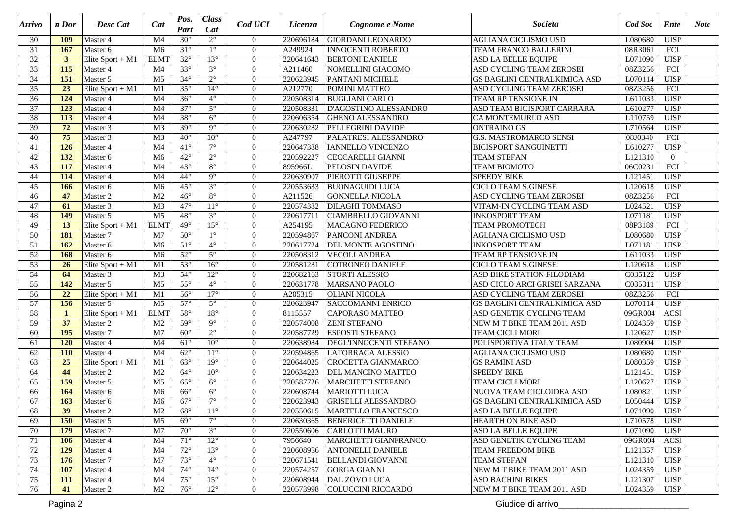| Arrivo | n Dor | Desc Cat | Cat | Pos. Part | Class Cat | Cod UCI | Licenza | Cognome e Nome | Societa | Cod Soc | Ente | Note |
|---|---|---|---|---|---|---|---|---|---|---|---|---|
| 30 | **109** | Master 4 | M4 | 30° | 2° | 0 | 220696184 | GIORDANI LEONARDO | AGLIANA CICLISMO USD | L080680 | UISP | |
| 31 | **167** | Master 6 | M6 | 31° | 1° | 0 | A249924 | INNOCENTI ROBERTO | TEAM FRANCO BALLERINI | 08R3061 | FCI | |
| 32 | **3** | Elite Sport + M1 | ELMT | 32° | 13° | 0 | 220641643 | BERTONI DANIELE | ASD LA BELLE EQUIPE | L071090 | UISP | |
| 33 | **115** | Master 4 | M4 | 33° | 3° | 0 | A211460 | NOMELLINI GIACOMO | ASD CYCLING TEAM ZEROSEI | 08Z3256 | FCI | |
| 34 | **151** | Master 5 | M5 | 34° | 2° | 0 | 220623945 | PANTANI MICHELE | GS BAGLINI CENTRALKIMICA ASD | L070114 | UISP | |
| 35 | **23** | Elite Sport + M1 | M1 | 35° | 14° | 0 | A212770 | POMINI MATTEO | ASD CYCLING TEAM ZEROSEI | 08Z3256 | FCI | |
| 36 | **124** | Master 4 | M4 | 36° | 4° | 0 | 220508314 | BUGLIANI CARLO | TEAM RP TENSIONE IN | L611033 | UISP | |
| 37 | **123** | Master 4 | M4 | 37° | 5° | 0 | 220508331 | D'AGOSTINO ALESSANDRO | ASD TEAM BICISPORT CARRARA | L610277 | UISP | |
| 38 | **113** | Master 4 | M4 | 38° | 6° | 0 | 220606354 | GHENO ALESSANDRO | CA MONTEMURLO ASD | L110759 | UISP | |
| 39 | **72** | Master 3 | M3 | 39° | 9° | 0 | 220630282 | PELLEGRINI DAVIDE | ONTRAINO GS | L710564 | UISP | |
| 40 | **75** | Master 3 | M3 | 40° | 10° | 0 | A247797 | PALATRESI ALESSANDRO | G.S. MASTROMARCO SENSI | 08J0340 | FCI | |
| 41 | **126** | Master 4 | M4 | 41° | 7° | 0 | 220647388 | IANNELLO VINCENZO | BICISPORT SANGUINETTI | L610277 | UISP | |
| 42 | **132** | Master 6 | M6 | 42° | 2° | 0 | 220592227 | CECCARELLI GIANNI | TEAM STEFAN | L121310 | 0 | |
| 43 | **117** | Master 4 | M4 | 43° | 8° | 0 | 895966L | PELOSIN DAVIDE | TEAM BIOMOTO | 06C0231 | FCI | |
| 44 | **114** | Master 4 | M4 | 44° | 9° | 0 | 220630907 | PIEROTTI GIUSEPPE | SPEEDY BIKE | L121451 | UISP | |
| 45 | **166** | Master 6 | M6 | 45° | 3° | 0 | 220553633 | BUONAGUIDI LUCA | CICLO TEAM S.GINESE | L120618 | UISP | |
| 46 | **47** | Master 2 | M2 | 46° | 8° | 0 | A211526 | GONNELLA NICOLA | ASD CYCLING TEAM ZEROSEI | 08Z3256 | FCI | |
| 47 | **61** | Master 3 | M3 | 47° | 11° | 0 | 220574382 | DILAGHI TOMMASO | VITAM-IN CYCLING TEAM ASD | L024521 | UISP | |
| 48 | **149** | Master 5 | M5 | 48° | 3° | 0 | 220617711 | CIAMBRELLO GIOVANNI | INKOSPORT TEAM | L071181 | UISP | |
| 49 | **13** | Elite Sport + M1 | ELMT | 49° | 15° | 0 | A254195 | MACAGNO FEDERICO | TEAM PROMOTECH | 08P3189 | FCI | |
| 50 | **181** | Master 7 | M7 | 50° | 1° | 0 | 220594867 | PANCONI ANDREA | AGLIANA CICLISMO USD | L080680 | UISP | |
| 51 | **162** | Master 6 | M6 | 51° | 4° | 0 | 220617724 | DEL MONTE AGOSTINO | INKOSPORT TEAM | L071181 | UISP | |
| 52 | **168** | Master 6 | M6 | 52° | 5° | 0 | 220508312 | VECOLI ANDREA | TEAM RP TENSIONE IN | L611033 | UISP | |
| 53 | **26** | Elite Sport + M1 | M1 | 53° | 16° | 0 | 220581281 | COTRONEO DANIELE | CICLO TEAM S.GINESE | L120618 | UISP | |
| 54 | **64** | Master 3 | M3 | 54° | 12° | 0 | 220682163 | STORTI ALESSIO | ASD BIKE STATION FILODIAM | C035122 | UISP | |
| 55 | **142** | Master 5 | M5 | 55° | 4° | 0 | 220631778 | MARSANO PAOLO | ASD CICLO ARCI GRISEI SARZANA | C035311 | UISP | |
| 56 | **22** | Elite Sport + M1 | M1 | 56° | 17° | 0 | A205315 | OLIANI NICOLA | ASD CYCLING TEAM ZEROSEI | 08Z3256 | FCI | |
| 57 | **156** | Master 5 | M5 | 57° | 5° | 0 | 220623947 | SACCOMANNI ENRICO | GS BAGLINI CENTRALKIMICA ASD | L070114 | UISP | |
| 58 | **1** | Elite Sport + M1 | ELMT | 58° | 18° | 0 | 8115557 | CAPORASO MATTEO | ASD GENETIK CYCLING TEAM | 09GR004 | ACSI | |
| 59 | **37** | Master 2 | M2 | 59° | 9° | 0 | 220574008 | ZENI STEFANO | NEW M T BIKE TEAM 2011 ASD | L024359 | UISP | |
| 60 | **195** | Master 7 | M7 | 60° | 2° | 0 | 220587729 | ESPOSTI STEFANO | TEAM CICLI MORI | L120627 | UISP | |
| 61 | **120** | Master 4 | M4 | 61° | 10° | 0 | 220638984 | DEGL'INNOCENTI STEFANO | POLISPORTIVA ITALY TEAM | L080904 | UISP | |
| 62 | **110** | Master 4 | M4 | 62° | 11° | 0 | 220594865 | LATORRACA ALESSIO | AGLIANA CICLISMO USD | L080680 | UISP | |
| 63 | **25** | Elite Sport + M1 | M1 | 63° | 19° | 0 | 220644025 | CROCETTA GIANMARCO | GS RAMINI ASD | L080359 | UISP | |
| 64 | **44** | Master 2 | M2 | 64° | 10° | 0 | 220634223 | DEL MANCINO MATTEO | SPEEDY BIKE | L121451 | UISP | |
| 65 | **159** | Master 5 | M5 | 65° | 6° | 0 | 220587726 | MARCHETTI STEFANO | TEAM CICLI MORI | L120627 | UISP | |
| 66 | **164** | Master 6 | M6 | 66° | 6° | 0 | 220608744 | MARIOTTI LUCA | NUOVA TEAM CICLOIDEA ASD | L080821 | UISP | |
| 67 | **163** | Master 6 | M6 | 67° | 7° | 0 | 220623943 | GRISELLI ALESSANDRO | GS BAGLINI CENTRALKIMICA ASD | L050444 | UISP | |
| 68 | **39** | Master 2 | M2 | 68° | 11° | 0 | 220550615 | MARTELLO FRANCESCO | ASD LA BELLE EQUIPE | L071090 | UISP | |
| 69 | **150** | Master 5 | M5 | 69° | 7° | 0 | 220630365 | BENERICETTI DANIELE | HEARTH ON BIKE ASD | L710578 | UISP | |
| 70 | **179** | Master 7 | M7 | 70° | 3° | 0 | 220550606 | CARLOTTI MAURO | ASD LA BELLE EQUIPE | L071090 | UISP | |
| 71 | **106** | Master 4 | M4 | 71° | 12° | 0 | 7956640 | MARCHETTI GIANFRANCO | ASD GENETIK CYCLING TEAM | 09GR004 | ACSI | |
| 72 | **129** | Master 4 | M4 | 72° | 13° | 0 | 220608956 | ANTONELLI DANIELE | TEAM FREEDOM BIKE | L121357 | UISP | |
| 73 | **176** | Master 7 | M7 | 73° | 4° | 0 | 220671541 | BELLANDI GIOVANNI | TEAM STEFAN | L121310 | UISP | |
| 74 | **107** | Master 4 | M4 | 74° | 14° | 0 | 220574257 | GORGA GIANNI | NEW M T BIKE TEAM 2011 ASD | L024359 | UISP | |
| 75 | **111** | Master 4 | M4 | 75° | 15° | 0 | 220608944 | DAL ZOVO LUCA | ASD BACHINI BIKES | L121307 | UISP | |
| 76 | **41** | Master 2 | M2 | 76° | 12° | 0 | 220573998 | COLUCCINI RICCARDO | NEW M T BIKE TEAM 2011 ASD | L024359 | UISP | |

Giudice di arrivo___________________________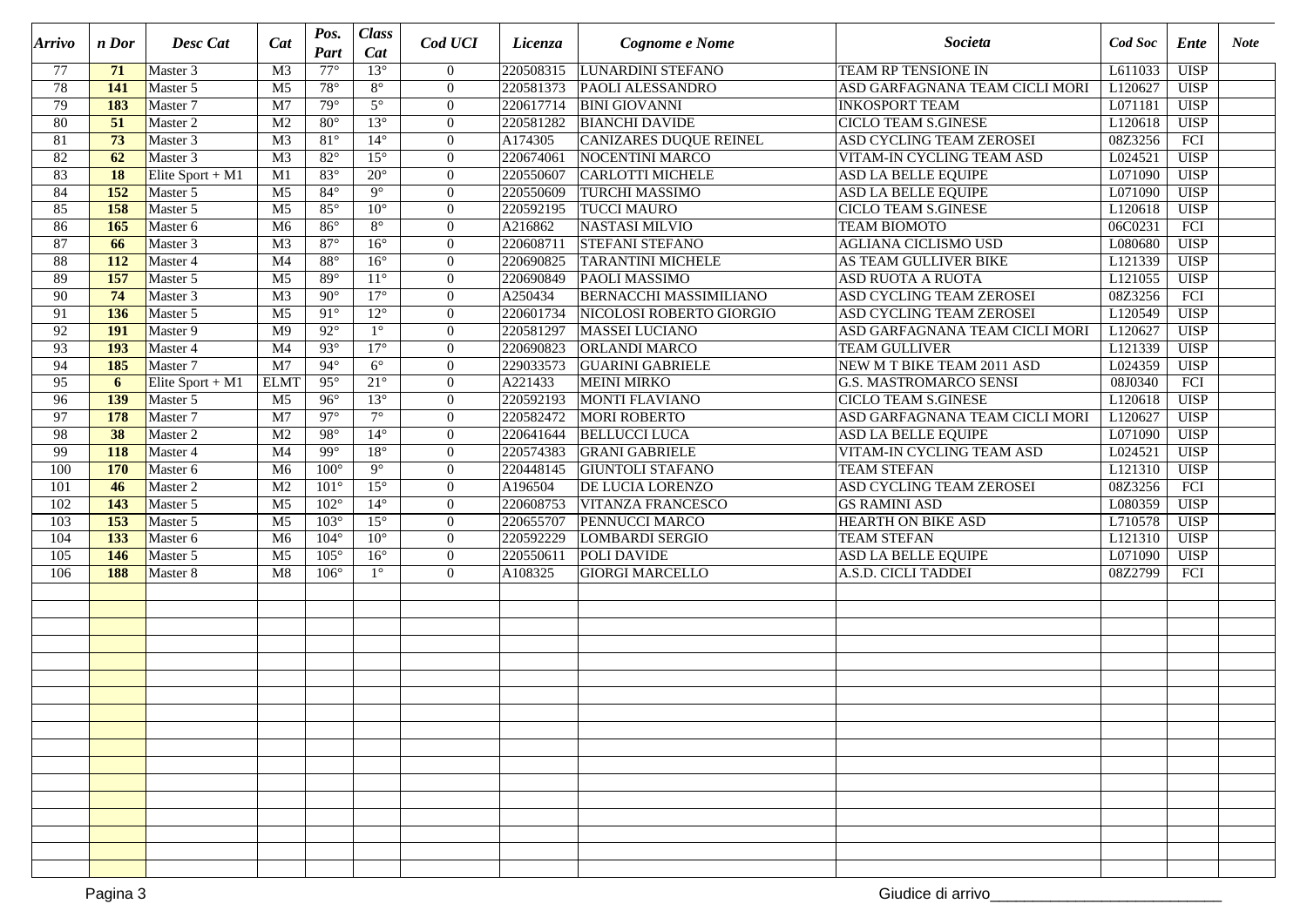| Arrivo | n Dor | Desc Cat | Cat | Pos. Part | Class Cat | Cod UCI | Licenza | Cognome e Nome | Societa | Cod Soc | Ente | Note |
|---|---|---|---|---|---|---|---|---|---|---|---|---|
| 77 | **71** | Master 3 | M3 | 77° | 13° | 0 | 220508315 | LUNARDINI STEFANO | TEAM RP TENSIONE IN | L611033 | UISP | |
| 78 | **141** | Master 5 | M5 | 78° | 8° | 0 | 220581373 | PAOLI ALESSANDRO | ASD GARFAGNANA TEAM CICLI MORI | L120627 | UISP | |
| 79 | **183** | Master 7 | M7 | 79° | 5° | 0 | 220617714 | BINI GIOVANNI | INKOSPORT TEAM | L071181 | UISP | |
| 80 | **51** | Master 2 | M2 | 80° | 13° | 0 | 220581282 | BIANCHI DAVIDE | CICLO TEAM S.GINESE | L120618 | UISP | |
| 81 | **73** | Master 3 | M3 | 81° | 14° | 0 | A174305 | CANIZARES DUQUE REINEL | ASD CYCLING TEAM ZEROSEI | 08Z3256 | FCI | |
| 82 | **62** | Master 3 | M3 | 82° | 15° | 0 | 220674061 | NOCENTINI MARCO | VITAM-IN CYCLING TEAM ASD | L024521 | UISP | |
| 83 | **18** | Elite Sport + M1 | M1 | 83° | 20° | 0 | 220550607 | CARLOTTI MICHELE | ASD LA BELLE EQUIPE | L071090 | UISP | |
| 84 | **152** | Master 5 | M5 | 84° | 9° | 0 | 220550609 | TURCHI MASSIMO | ASD LA BELLE EQUIPE | L071090 | UISP | |
| 85 | **158** | Master 5 | M5 | 85° | 10° | 0 | 220592195 | TUCCI MAURO | CICLO TEAM S.GINESE | L120618 | UISP | |
| 86 | **165** | Master 6 | M6 | 86° | 8° | 0 | A216862 | NASTASI MILVIO | TEAM BIOMOTO | 06C0231 | FCI | |
| 87 | **66** | Master 3 | M3 | 87° | 16° | 0 | 220608711 | STEFANI STEFANO | AGLIANA CICLISMO USD | L080680 | UISP | |
| 88 | **112** | Master 4 | M4 | 88° | 16° | 0 | 220690825 | TARANTINI MICHELE | AS TEAM GULLIVER BIKE | L121339 | UISP | |
| 89 | **157** | Master 5 | M5 | 89° | 11° | 0 | 220690849 | PAOLI MASSIMO | ASD RUOTA A RUOTA | L121055 | UISP | |
| 90 | **74** | Master 3 | M3 | 90° | 17° | 0 | A250434 | BERNACCHI MASSIMILIANO | ASD CYCLING TEAM ZEROSEI | 08Z3256 | FCI | |
| 91 | **136** | Master 5 | M5 | 91° | 12° | 0 | 220601734 | NICOLOSI ROBERTO GIORGIO | ASD CYCLING TEAM ZEROSEI | L120549 | UISP | |
| 92 | **191** | Master 9 | M9 | 92° | 1° | 0 | 220581297 | MASSEI LUCIANO | ASD GARFAGNANA TEAM CICLI MORI | L120627 | UISP | |
| 93 | **193** | Master 4 | M4 | 93° | 17° | 0 | 220690823 | ORLANDI MARCO | TEAM GULLIVER | L121339 | UISP | |
| 94 | **185** | Master 7 | M7 | 94° | 6° | 0 | 229033573 | GUARINI GABRIELE | NEW M T BIKE TEAM 2011 ASD | L024359 | UISP | |
| 95 | **6** | Elite Sport + M1 | ELMT | 95° | 21° | 0 | A221433 | MEINI MIRKO | G.S. MASTROMARCO SENSI | 08J0340 | FCI | |
| 96 | **139** | Master 5 | M5 | 96° | 13° | 0 | 220592193 | MONTI FLAVIANO | CICLO TEAM S.GINESE | L120618 | UISP | |
| 97 | **178** | Master 7 | M7 | 97° | 7° | 0 | 220582472 | MORI ROBERTO | ASD GARFAGNANA TEAM CICLI MORI | L120627 | UISP | |
| 98 | **38** | Master 2 | M2 | 98° | 14° | 0 | 220641644 | BELLUCCI LUCA | ASD LA BELLE EQUIPE | L071090 | UISP | |
| 99 | **118** | Master 4 | M4 | 99° | 18° | 0 | 220574383 | GRANI GABRIELE | VITAM-IN CYCLING TEAM ASD | L024521 | UISP | |
| 100 | **170** | Master 6 | M6 | 100° | 9° | 0 | 220448145 | GIUNTOLI STAFANO | TEAM STEFAN | L121310 | UISP | |
| 101 | **46** | Master 2 | M2 | 101° | 15° | 0 | A196504 | DE LUCIA LORENZO | ASD CYCLING TEAM ZEROSEI | 08Z3256 | FCI | |
| 102 | **143** | Master 5 | M5 | 102° | 14° | 0 | 220608753 | VITANZA FRANCESCO | GS RAMINI ASD | L080359 | UISP | |
| 103 | **153** | Master 5 | M5 | 103° | 15° | 0 | 220655707 | PENNUCCI MARCO | HEARTH ON BIKE ASD | L710578 | UISP | |
| 104 | **133** | Master 6 | M6 | 104° | 10° | 0 | 220592229 | LOMBARDI SERGIO | TEAM STEFAN | L121310 | UISP | |
| 105 | **146** | Master 5 | M5 | 105° | 16° | 0 | 220550611 | POLI DAVIDE | ASD LA BELLE EQUIPE | L071090 | UISP | |
| 106 | **188** | Master 8 | M8 | 106° | 1° | 0 | A108325 | GIORGI MARCELLO | A.S.D. CICLI TADDEI | 08Z2799 | FCI | |

Giudice di arrivo___________________________